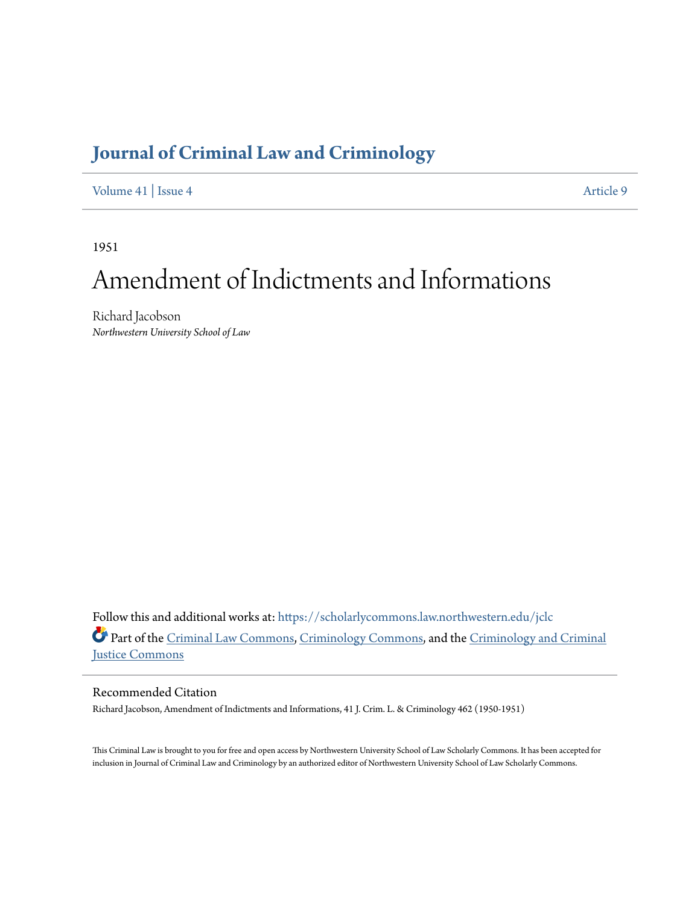# Journal of Criminal Law and Criminology

Volume 41 | Issue 4 Article 9

1951

# Amendment of Indictments and Informations

Richard Jacobson

*Northwestern University School of Law*

Follow this and additional works at: https://scholarlycommons.law.northwestern.edu/jclc

Part of the Criminal Law Commons, Criminology Commons, and the Criminology and Criminal Justice Commons

## Recommended Citation

Richard Jacobson, Amendment of Indictments and Informations, 41 J. Crim. L. & Criminology 462 (1950-1951)

This Criminal Law is brought to you for free and open access by Northwestern University School of Law Scholarly Commons. It has been accepted for inclusion in Journal of Criminal Law and Criminology by an authorized editor of Northwestern University School of Law Scholarly Commons.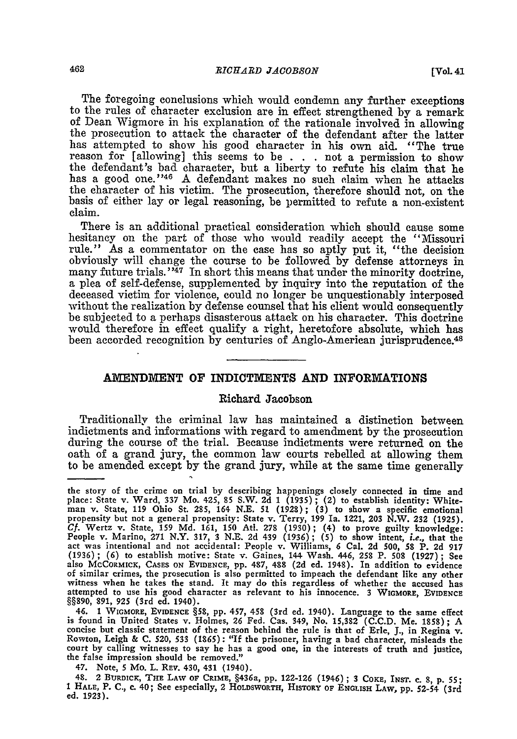The foregoing conclusions which would condemn any further exceptions to the rules of character exclusion are in effect strengthened by a remark of Dean Wigmore in his explanation of the rationale involved in allowing the prosecution to attack the character of the defendant after the latter has attempted to show his good character in his own aid. "The true reason for [allowing] this seems to be . . . not a permission to show the defendant's bad character, but a liberty to refute his claim that he has a good one."[46] A defendant makes no such claim when he attacks the character of his victim. The prosecution, therefore should not, on the basis of either lay or legal reasoning, be permitted to refute a non-existent claim.

There is an additional practical consideration which should cause some hesitancy on the part of those who would readily accept the "Missouri rule." As a commentator on the case has so aptly put it, "the decision obviously will change the course to be followed by defense attorneys in many future trials."[47] In short this means that under the minority doctrine, a plea of self-defense, supplemented by inquiry into the reputation of the deceased victim for violence, could no longer be unquestionably interposed without the realization by defense counsel that his client would consequently be subjected to a perhaps disastrous attack on his character. This doctrine would therefore in effect qualify a right, heretofore absolute, which has been accorded recognition by centuries of Anglo-American jurisprudence.[48]

---

## AMENDMENT OF INDICTMENTS AND INFORMATIONS

### Richard Jacobson

Traditionally the criminal law has maintained a distinction between indictments and informations with regard to amendment by the prosecution during the course of the trial. Because indictments were returned on the oath of a grand jury, the common law courts rebelled at allowing them to be amended except by the grand jury, while at the same time generally

---

the story of the crime on trial by describing happenings closely connected in time and place: State v. Ward, 337 Mo. 425, 85 S.W. 2d 1 (1935); (2) to establish identity: Whiteman v. State, 119 Ohio St. 285, 164 N.E. 51 (1928); (3) to show a specific emotional propensity but not a general propensity: State v. Terry, 199 Ia. 1221, 203 N.W. 232 (1925). *Cf.* Wertz v. State, 159 Md. 161, 150 Atl. 278 (1930); (4) to prove guilty knowledge: People v. Marino, 271 N.Y. 317, 3 N.E. 2d 439 (1936); (5) to show intent, *i.e.*, that the act was intentional and not accidental: People v. Williams, 6 Cal. 2d 500, 58 P. 2d 917 (1936); (6) to establish motive: State v. Gaines, 144 Wash. 446, 258 P. 508 (1927); See also McCormick, Cases on Evidence, pp. 487, 488 (2d ed. 1948). In addition to evidence of similar crimes, the prosecution is also permitted to impeach the defendant like any other witness when he takes the stand. It may do this regardless of whether the accused has attempted to use his good character as relevant to his innocence. 3 Wigmore, Evidence §§890, 891, 925 (3rd ed. 1940).

46. 1 Wigmore, Evidence §58, pp. 457, 458 (3rd ed. 1940). Language to the same effect is found in United States v. Holmes, 26 Fed. Cas. 349, No. 15,382 (C.C.D. Me. 1858); A concise but classic statement of the reason behind the rule is that of Erle, J., in Regina v. Rowton, Leigh & C. 520, 533 (1865): "If the prisoner, having a bad character, misleads the court by calling witnesses to say he has a good one, in the interests of truth and justice, the false impression should be removed."

47. Note, 5 Mo. L. Rev. 430, 431 (1940).

48. 2 Burdick, The Law of Crime, §436a, pp. 122-126 (1946); 3 Coke, Inst. c. 8, p. 55; 1 Hale, P. C., c. 40; See especially, 2 Holdsworth, History of English Law, pp. 52-54 (3rd ed. 1923).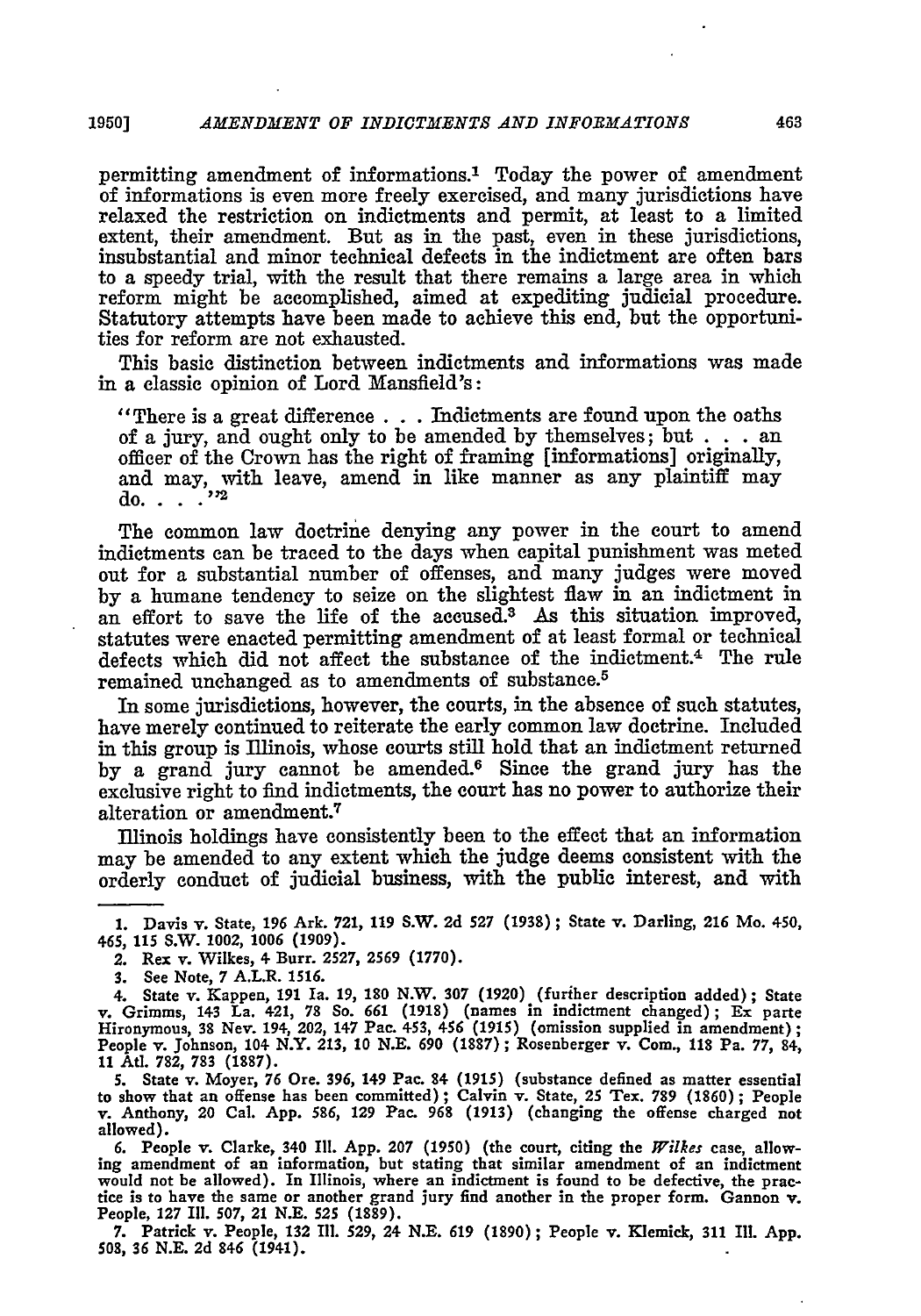permitting amendment of informations.[1] Today the power of amendment of informations is even more freely exercised, and many jurisdictions have relaxed the restriction on indictments and permit, at least to a limited extent, their amendment. But as in the past, even in these jurisdictions, insubstantial and minor technical defects in the indictment are often bars to a speedy trial, with the result that there remains a large area in which reform might be accomplished, aimed at expediting judicial procedure. Statutory attempts have been made to achieve this end, but the opportunities for reform are not exhausted.

This basic distinction between indictments and informations was made in a classic opinion of Lord Mansfield's:

> "There is a great difference . . . Indictments are found upon the oaths of a jury, and ought only to be amended by themselves; but . . . an officer of the Crown has the right of framing [informations] originally, and may, with leave, amend in like manner as any plaintiff may do. . . ."[2]

The common law doctrine denying any power in the court to amend indictments can be traced to the days when capital punishment was meted out for a substantial number of offenses, and many judges were moved by a humane tendency to seize on the slightest flaw in an indictment in an effort to save the life of the accused.[3] As this situation improved, statutes were enacted permitting amendment of at least formal or technical defects which did not affect the substance of the indictment.[4] The rule remained unchanged as to amendments of substance.[5]

In some jurisdictions, however, the courts, in the absence of such statutes, have merely continued to reiterate the early common law doctrine. Included in this group is Illinois, whose courts still hold that an indictment returned by a grand jury cannot be amended.[6] Since the grand jury has the exclusive right to find indictments, the court has no power to authorize their alteration or amendment.[7]

Illinois holdings have consistently been to the effect that an information may be amended to any extent which the judge deems consistent with the orderly conduct of judicial business, with the public interest, and with

---

1. Davis v. State, 196 Ark. 721, 119 S.W. 2d 527 (1938); State v. Darling, 216 Mo. 450, 465, 115 S.W. 1002, 1006 (1909).

2. Rex v. Wilkes, 4 Burr. 2527, 2569 (1770).

3. See Note, 7 A.L.R. 1516.

4. State v. Kappen, 191 Ia. 19, 180 N.W. 307 (1920) (further description added); State v. Grimms, 143 La. 421, 78 So. 661 (1918) (names in indictment changed); Ex parte Hironymous, 38 Nev. 194, 202, 147 Pac. 453, 456 (1915) (omission supplied in amendment); People v. Johnson, 104 N.Y. 213, 10 N.E. 690 (1887); Rosenberger v. Com., 118 Pa. 77, 84, 11 Atl. 782, 783 (1887).

5. State v. Moyer, 76 Ore. 396, 149 Pac. 84 (1915) (substance defined as matter essential to show that an offense has been committed); Calvin v. State, 25 Tex. 789 (1860); People v. Anthony, 20 Cal. App. 586, 129 Pac. 968 (1913) (changing the offense charged not allowed).

6. People v. Clarke, 340 Ill. App. 207 (1950) (the court, citing the *Wilkes* case, allowing amendment of an information, but stating that similar amendment of an indictment would not be allowed). In Illinois, where an indictment is found to be defective, the practice is to have the same or another grand jury find another in the proper form. Gannon v. People, 127 Ill. 507, 21 N.E. 525 (1889).

7. Patrick v. People, 132 Ill. 529, 24 N.E. 619 (1890); People v. Klemick, 311 Ill. App. 508, 36 N.E. 2d 846 (1941).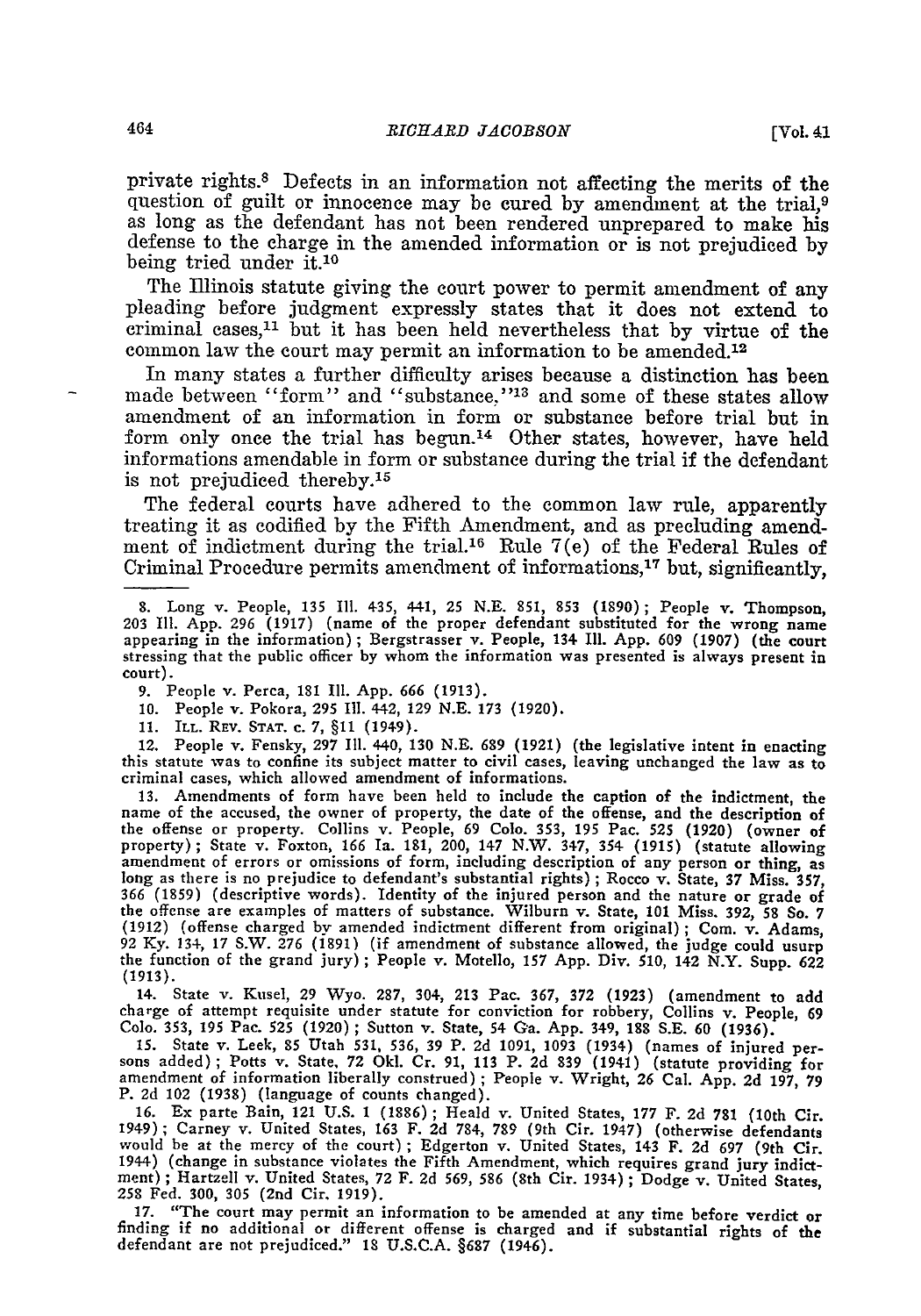private rights.[8] Defects in an information not affecting the merits of the question of guilt or innocence may be cured by amendment at the trial,[9] as long as the defendant has not been rendered unprepared to make his defense to the charge in the amended information or is not prejudiced by being tried under it.[10]

The Illinois statute giving the court power to permit amendment of any pleading before judgment expressly states that it does not extend to criminal cases,[11] but it has been held nevertheless that by virtue of the common law the court may permit an information to be amended.[12]

In many states a further difficulty arises because a distinction has been made between "form" and "substance,"[13] and some of these states allow amendment of an information in form or substance before trial but in form only once the trial has begun.[14] Other states, however, have held informations amendable in form or substance during the trial if the defendant is not prejudiced thereby.[15]

The federal courts have adhered to the common law rule, apparently treating it as codified by the Fifth Amendment, and as precluding amendment of indictment during the trial.[16] Rule 7(e) of the Federal Rules of Criminal Procedure permits amendment of informations,[17] but, significantly,

---

8. Long v. People, 135 Ill. 435, 441, 25 N.E. 851, 853 (1890); People v. Thompson, 203 Ill. App. 296 (1917) (name of the proper defendant substituted for the wrong name appearing in the information); Bergstrasser v. People, 134 Ill. App. 609 (1907) (the court stressing that the public officer by whom the information was presented is always present in court).

9. People v. Perca, 181 Ill. App. 666 (1913).

10. People v. Pokora, 295 Ill. 442, 129 N.E. 173 (1920).

11. Ill. Rev. Stat. c. 7, §11 (1949).

12. People v. Fensky, 297 Ill. 440, 130 N.E. 689 (1921) (the legislative intent in enacting this statute was to confine its subject matter to civil cases, leaving unchanged the law as to criminal cases, which allowed amendment of informations.

13. Amendments of form have been held to include the caption of the indictment, the name of the accused, the owner of property, the date of the offense, and the description of the offense or property. Collins v. People, 69 Colo. 353, 195 Pac. 525 (1920) (owner of property); State v. Foxton, 166 Ia. 181, 200, 147 N.W. 347, 354 (1915) (statute allowing amendment of errors or omissions of form, including description of any person or thing, as long as there is no prejudice to defendant's substantial rights); Rocco v. State, 37 Miss. 357, 366 (1859) (descriptive words). Identity of the injured person and the nature or grade of the offense are examples of matters of substance. Wilburn v. State, 101 Miss. 392, 58 So. 7 (1912) (offense charged by amended indictment different from original); Com. v. Adams, 92 Ky. 134, 17 S.W. 276 (1891) (if amendment of substance allowed, the judge could usurp the function of the grand jury); People v. Motello, 157 App. Div. 510, 142 N.Y. Supp. 622 (1913).

14. State v. Kusel, 29 Wyo. 287, 304, 213 Pac. 367, 372 (1923) (amendment to add charge of attempt requisite under statute for conviction for robbery, Collins v. People, 69 Colo. 353, 195 Pac. 525 (1920); Sutton v. State, 54 Ga. App. 349, 188 S.E. 60 (1936).

15. State v. Leek, 85 Utah 531, 536, 39 P. 2d 1091, 1093 (1934) (names of injured persons added); Potts v. State, 72 Okl. Cr. 91, 113 P. 2d 839 (1941) (statute providing for amendment of information liberally construed); People v. Wright, 26 Cal. App. 2d 197, 79 P. 2d 102 (1938) (language of counts changed).

16. Ex parte Bain, 121 U.S. 1 (1886); Heald v. United States, 177 F. 2d 781 (10th Cir. 1949); Carney v. United States, 163 F. 2d 784, 789 (9th Cir. 1947) (otherwise defendants would be at the mercy of the court); Edgerton v. United States, 143 F. 2d 697 (9th Cir. 1944) (change in substance violates the Fifth Amendment, which requires grand jury indictment); Hartzell v. United States, 72 F. 2d 569, 586 (8th Cir. 1934); Dodge v. United States, 258 Fed. 300, 305 (2nd Cir. 1919).

17. "The court may permit an information to be amended at any time before verdict or finding if no additional or different offense is charged and if substantial rights of the defendant are not prejudiced." 18 U.S.C.A. §687 (1946).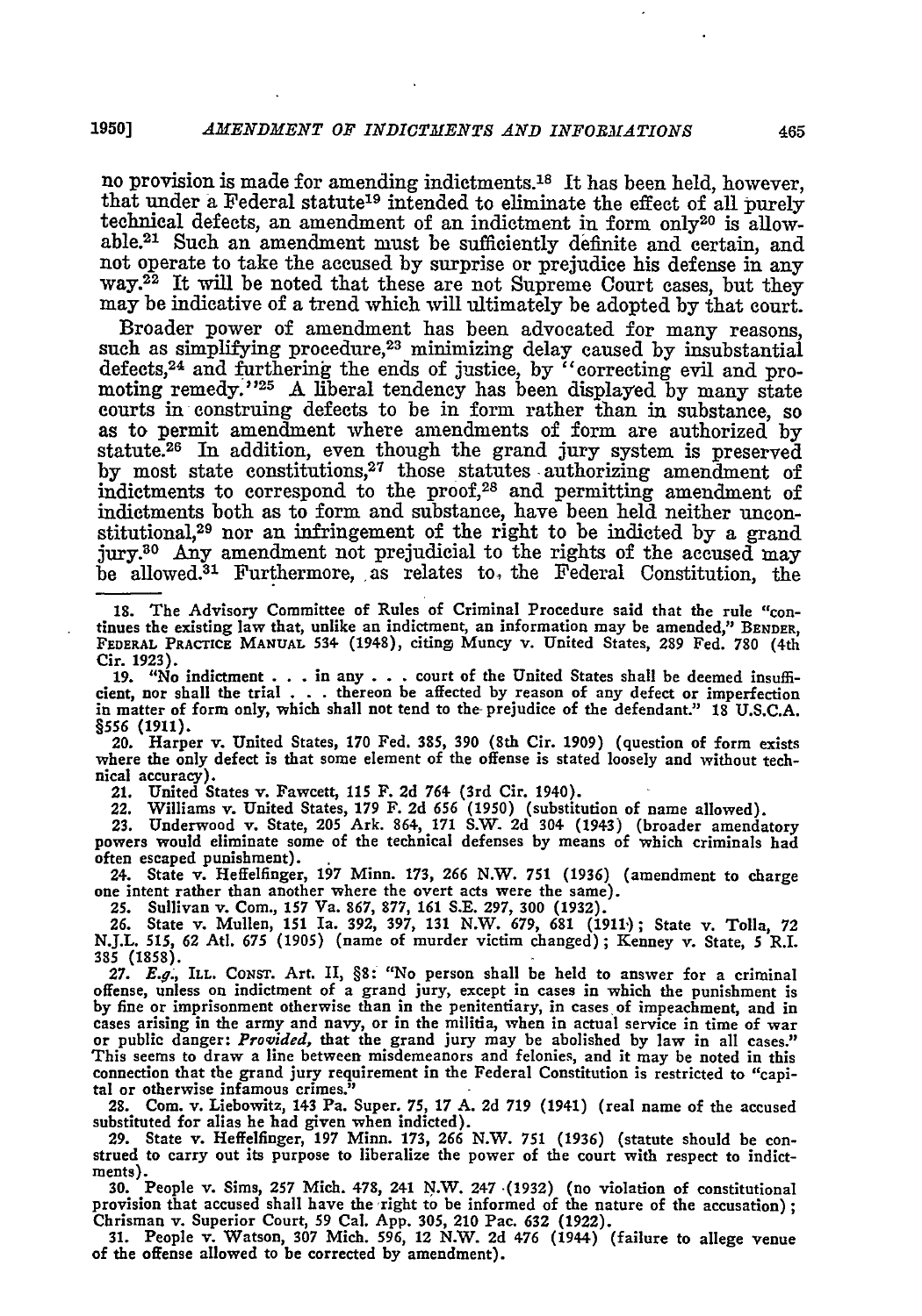no provision is made for amending indictments.[18] It has been held, however, that under a Federal statute[19] intended to eliminate the effect of all purely technical defects, an amendment of an indictment in form only[20] is allowable.[21] Such an amendment must be sufficiently definite and certain, and not operate to take the accused by surprise or prejudice his defense in any way.[22] It will be noted that these are not Supreme Court cases, but they may be indicative of a trend which will ultimately be adopted by that court.

Broader power of amendment has been advocated for many reasons, such as simplifying procedure,[23] minimizing delay caused by insubstantial defects,[24] and furthering the ends of justice, by "correcting evil and promoting remedy."[25] A liberal tendency has been displayed by many state courts in construing defects to be in form rather than in substance, so as to permit amendment where amendments of form are authorized by statute.[26] In addition, even though the grand jury system is preserved by most state constitutions,[27] those statutes authorizing amendment of indictments to correspond to the proof,[28] and permitting amendment of indictments both as to form and substance, have been held neither unconstitutional,[29] nor an infringement of the right to be indicted by a grand jury.[30] Any amendment not prejudicial to the rights of the accused may be allowed.[31] Furthermore, as relates to the Federal Constitution, the

---

18. The Advisory Committee of Rules of Criminal Procedure said that the rule "continues the existing law that, unlike an indictment, an information may be amended," BENDER, FEDERAL PRACTICE MANUAL 534 (1948), citing Muncy v. United States, 289 Fed. 780 (4th Cir. 1923).

19. "No indictment . . . in any . . . court of the United States shall be deemed insufficient, nor shall the trial . . . thereon be affected by reason of any defect or imperfection in matter of form only, which shall not tend to the prejudice of the defendant." 18 U.S.C.A. §556 (1911).

20. Harper v. United States, 170 Fed. 385, 390 (8th Cir. 1909) (question of form exists where the only defect is that some element of the offense is stated loosely and without technical accuracy).

21. United States v. Fawcett, 115 F. 2d 764 (3rd Cir. 1940).

22. Williams v. United States, 179 F. 2d 656 (1950) (substitution of name allowed).

23. Underwood v. State, 205 Ark. 864, 171 S.W. 2d 304 (1943) (broader amendatory powers would eliminate some of the technical defenses by means of which criminals had often escaped punishment).

24. State v. Heffelfinger, 197 Minn. 173, 266 N.W. 751 (1936) (amendment to charge one intent rather than another where the overt acts were the same).

25. Sullivan v. Com., 157 Va. 867, 877, 161 S.E. 297, 300 (1932).

26. State v. Mullen, 151 Ia. 392, 397, 131 N.W. 679, 681 (1911); State v. Tolla, 72 N.J.L. 515, 62 Atl. 675 (1905) (name of murder victim changed); Kenney v. State, 5 R.I. 385 (1858).

27. *E.g.*, ILL. CONST. Art. II, §8: "No person shall be held to answer for a criminal offense, unless on indictment of a grand jury, except in cases in which the punishment is by fine or imprisonment otherwise than in the penitentiary, in cases of impeachment, and in cases arising in the army and navy, or in the militia, when in actual service in time of war or public danger: *Provided*, that the grand jury may be abolished by law in all cases." This seems to draw a line between misdemeanors and felonies, and it may be noted in this connection that the grand jury requirement in the Federal Constitution is restricted to "capital or otherwise infamous crimes."

28. Com. v. Liebowitz, 143 Pa. Super. 75, 17 A. 2d 719 (1941) (real name of the accused substituted for alias he had given when indicted).

29. State v. Heffelfinger, 197 Minn. 173, 266 N.W. 751 (1936) (statute should be construed to carry out its purpose to liberalize the power of the court with respect to indictments).

30. People v. Sims, 257 Mich. 478, 241 N.W. 247 (1932) (no violation of constitutional provision that accused shall have the right to be informed of the nature of the accusation); Chrisman v. Superior Court, 59 Cal. App. 305, 210 Pac. 632 (1922).

31. People v. Watson, 307 Mich. 596, 12 N.W. 2d 476 (1944) (failure to allege venue of the offense allowed to be corrected by amendment).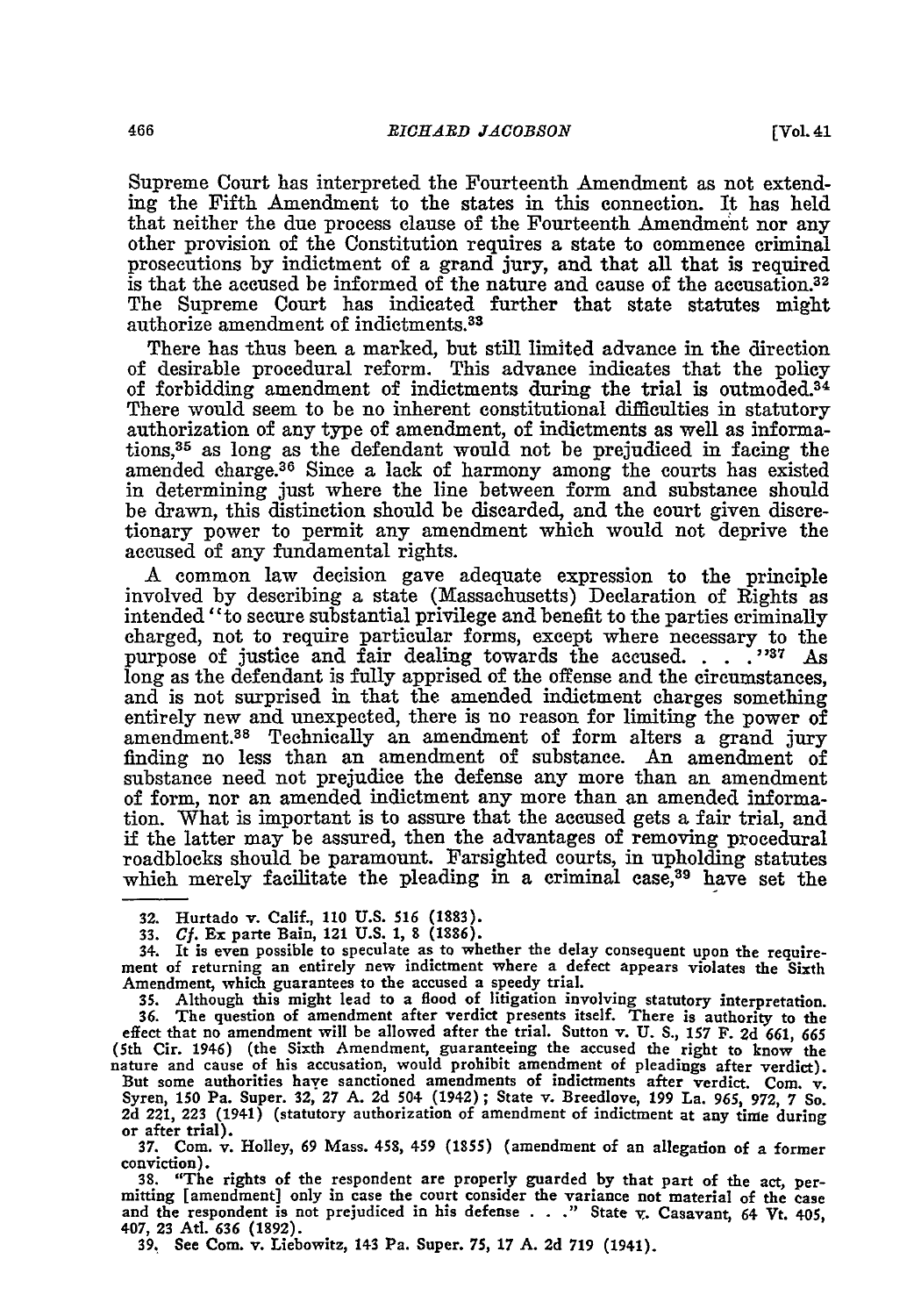Supreme Court has interpreted the Fourteenth Amendment as not extending the Fifth Amendment to the states in this connection. It has held that neither the due process clause of the Fourteenth Amendment nor any other provision of the Constitution requires a state to commence criminal prosecutions by indictment of a grand jury, and that all that is required is that the accused be informed of the nature and cause of the accusation.[32] The Supreme Court has indicated further that state statutes might authorize amendment of indictments.[33]

There has thus been a marked, but still limited advance in the direction of desirable procedural reform. This advance indicates that the policy of forbidding amendment of indictments during the trial is outmoded.[34] There would seem to be no inherent constitutional difficulties in statutory authorization of any type of amendment, of indictments as well as informations,[35] as long as the defendant would not be prejudiced in facing the amended charge.[36] Since a lack of harmony among the courts has existed in determining just where the line between form and substance should be drawn, this distinction should be discarded, and the court given discretionary power to permit any amendment which would not deprive the accused of any fundamental rights.

A common law decision gave adequate expression to the principle involved by describing a state (Massachusetts) Declaration of Rights as intended "to secure substantial privilege and benefit to the parties criminally charged, not to require particular forms, except where necessary to the purpose of justice and fair dealing towards the accused. . . ."[37] As long as the defendant is fully apprised of the offense and the circumstances, and is not surprised in that the amended indictment charges something entirely new and unexpected, there is no reason for limiting the power of amendment.[38] Technically an amendment of form alters a grand jury finding no less than an amendment of substance. An amendment of substance need not prejudice the defense any more than an amendment of form, nor an amended indictment any more than an amended information. What is important is to assure that the accused gets a fair trial, and if the latter may be assured, then the advantages of removing procedural roadblocks should be paramount. Farsighted courts, in upholding statutes which merely facilitate the pleading in a criminal case,[39] have set the

32. Hurtado v. Calif., 110 U.S. 516 (1883).

33. *Cf.* Ex parte Bain, 121 U.S. 1, 8 (1886).

34. It is even possible to speculate as to whether the delay consequent upon the requirement of returning an entirely new indictment where a defect appears violates the Sixth Amendment, which guarantees to the accused a speedy trial.

35. Although this might lead to a flood of litigation involving statutory interpretation.

36. The question of amendment after verdict presents itself. There is authority to the effect that no amendment will be allowed after the trial. Sutton v. U. S., 157 F. 2d 661, 665 (5th Cir. 1946) (the Sixth Amendment, guaranteeing the accused the right to know the nature and cause of his accusation, would prohibit amendment of pleadings after verdict). But some authorities have sanctioned amendments of indictments after verdict. Com. v. Syren, 150 Pa. Super. 32, 27 A. 2d 504 (1942); State v. Breedlove, 199 La. 965, 972, 7 So. 2d 221, 223 (1941) (statutory authorization of amendment of indictment at any time during or after trial).

37. Com. v. Holley, 69 Mass. 458, 459 (1855) (amendment of an allegation of a former conviction).

38. "The rights of the respondent are properly guarded by that part of the act, permitting [amendment] only in case the court consider the variance not material of the case and the respondent is not prejudiced in his defense . . ." State v. Casavant, 64 Vt. 405, 407, 23 Atl. 636 (1892).

39. See Com. v. Liebowitz, 143 Pa. Super. 75, 17 A. 2d 719 (1941).